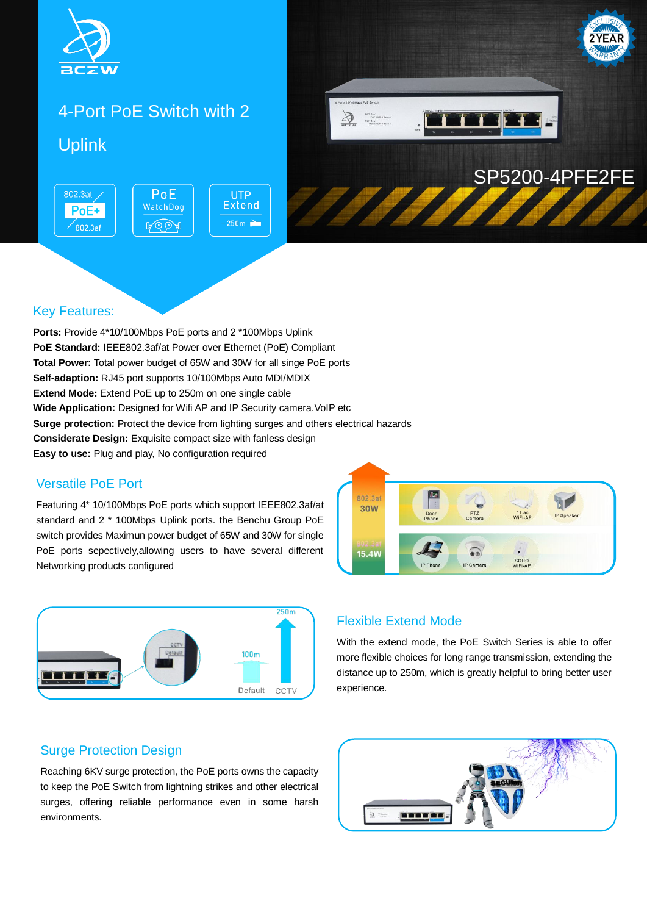# 4-Port PoE Switch with 2 Uplink

SP5200-4PFE2FE

## Key Features:

**Ports:** Provide 4*10/100Mbps PoE ports and 2 *100Mbps Uplink
**PoE Standard:** IEEE802.3af/at Power over Ethernet (PoE) Compliant
**Total Power:** Total power budget of 65W and 30W for all singe PoE ports
**Self-adaption:** RJ45 port supports 10/100Mbps Auto MDI/MDIX
**Extend Mode:** Extend PoE up to 250m on one single cable
**Wide Application:** Designed for Wifi AP and IP Security camera.VoIP etc
**Surge protection:** Protect the device from lighting surges and others electrical hazards
**Considerate Design:** Exquisite compact size with fanless design
**Easy to use:** Plug and play, No configuration required

## Versatile PoE Port

Featuring 4* 10/100Mbps PoE ports which support IEEE802.3af/at standard and 2 * 100Mbps Uplink ports. the Benchu Group PoE switch provides Maximun power budget of 65W and 30W for single PoE ports sepectively,allowing users to have several different Networking products configured

## Flexible Extend Mode

With the extend mode, the PoE Switch Series is able to offer more flexible choices for long range transmission, extending the distance up to 250m, which is greatly helpful to bring better user experience.

## Surge Protection Design

Reaching 6KV surge protection, the PoE ports owns the capacity to keep the PoE Switch from lightning strikes and other electrical surges, offering reliable performance even in some harsh environments.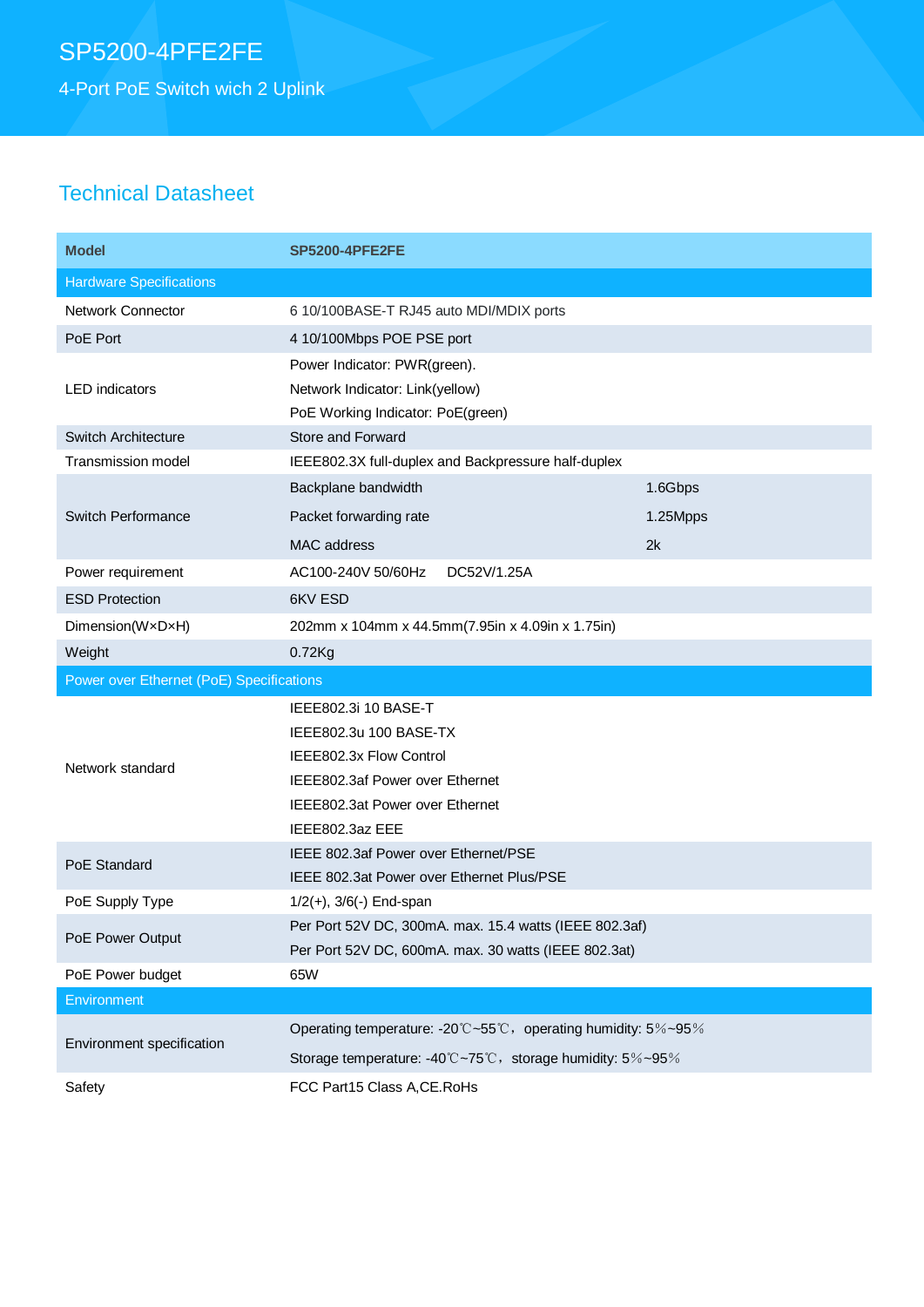# SP5200-4PFE2FE

4-Port PoE Switch wich 2 Uplink

## Technical Datasheet

| Model | SP5200-4PFE2FE | |
|---|---|---|
| **Hardware Specifications** | | |
| Network Connector | 6 10/100BASE-T RJ45 auto MDI/MDIX ports | |
| PoE Port | 4 10/100Mbps POE PSE port | |
| LED indicators | Power Indicator: PWR(green).<br>Network Indicator: Link(yellow)<br>PoE Working Indicator: PoE(green) | |
| Switch Architecture | Store and Forward | |
| Transmission model | IEEE802.3X full-duplex and Backpressure half-duplex | |
| Switch Performance | Backplane bandwidth | 1.6Gbps |
| | Packet forwarding rate | 1.25Mpps |
| | MAC address | 2k |
| Power requirement | AC100-240V 50/60Hz DC52V/1.25A | |
| ESD Protection | 6KV ESD | |
| Dimension(W×D×H) | 202mm x 104mm x 44.5mm(7.95in x 4.09in x 1.75in) | |
| Weight | 0.72Kg | |
| **Power over Ethernet (PoE) Specifications** | | |
| Network standard | IEEE802.3i 10 BASE-T<br>IEEE802.3u 100 BASE-TX<br>IEEE802.3x Flow Control<br>IEEE802.3af Power over Ethernet<br>IEEE802.3at Power over Ethernet<br>IEEE802.3az EEE | |
| PoE Standard | IEEE 802.3af Power over Ethernet/PSE<br>IEEE 802.3at Power over Ethernet Plus/PSE | |
| PoE Supply Type | 1/2(+), 3/6(-) End-span | |
| PoE Power Output | Per Port 52V DC, 300mA. max. 15.4 watts (IEEE 802.3af)<br>Per Port 52V DC, 600mA. max. 30 watts (IEEE 802.3at) | |
| PoE Power budget | 65W | |
| **Environment** | | |
| Environment specification | Operating temperature: -20℃~55℃，operating humidity: 5%~95%<br>Storage temperature: -40℃~75℃，storage humidity: 5%~95% | |
| Safety | FCC Part15 Class A,CE.RoHs | |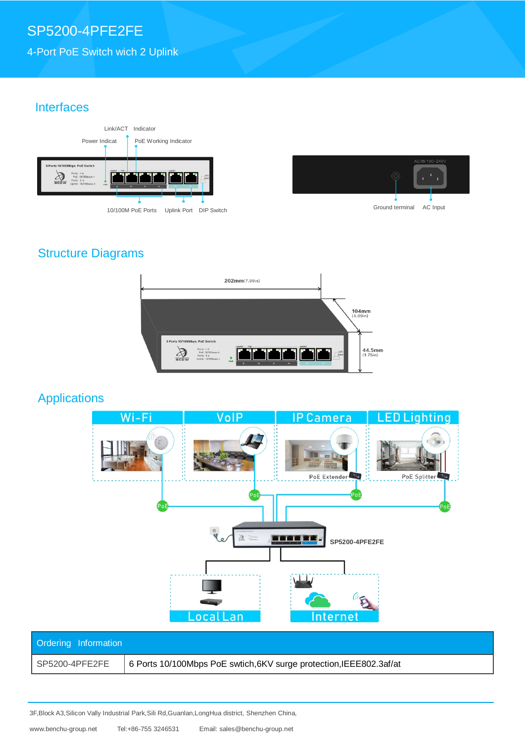# SP5200-4PFE2FE

4-Port PoE Switch wich 2 Uplink

## Interfaces

Link/ACT Indicator

Power Indicat

PoE Working Indicator

10/100M PoE Ports

Uplink Port

DIP Switch

Ground terminal

AC Input

## Structure Diagrams

202mm(7.95in)

104mm (4.09in)

44.5mm (1.75in)

## Applications

Wi-Fi

VoIP

IP Camera

LED Lighting

PoE Extender

PoE Splitter

PoE

SP5200-4PFE2FE

Local Lan

Internet

| Ordering Information | |
|---|---|
| SP5200-4PFE2FE | 6 Ports 10/100Mbps PoE swtich,6KV surge protection,IEEE802.3af/at |

3F,Block A3,Silicon Vally Industrial Park,Sili Rd,Guanlan,LongHua district, Shenzhen China,

www.benchu-group.net Tel:+86-755 3246531 Email: sales@benchu-group.net